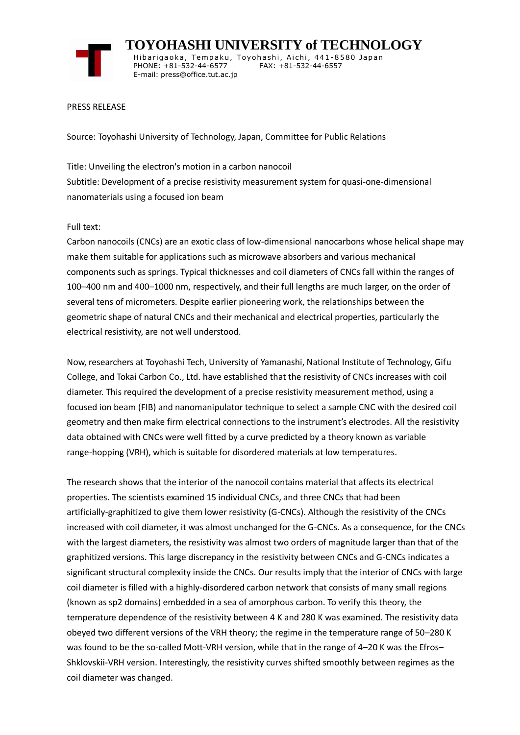# TOYOHASHI UNIVERSITY of TECHNOLOGY

Hibarigaoka, Tempaku, Toyohashi, Aichi, 441-8580 Japan
PHONE: +81-532-44-6577 FAX: +81-532-44-6557
E-mail: press@office.tut.ac.jp

PRESS RELEASE

Source: Toyohashi University of Technology, Japan, Committee for Public Relations

Title: Unveiling the electron's motion in a carbon nanocoil
Subtitle: Development of a precise resistivity measurement system for quasi-one-dimensional nanomaterials using a focused ion beam

Full text:
Carbon nanocoils (CNCs) are an exotic class of low-dimensional nanocarbons whose helical shape may make them suitable for applications such as microwave absorbers and various mechanical components such as springs. Typical thicknesses and coil diameters of CNCs fall within the ranges of 100–400 nm and 400–1000 nm, respectively, and their full lengths are much larger, on the order of several tens of micrometers. Despite earlier pioneering work, the relationships between the geometric shape of natural CNCs and their mechanical and electrical properties, particularly the electrical resistivity, are not well understood.

Now, researchers at Toyohashi Tech, University of Yamanashi, National Institute of Technology, Gifu College, and Tokai Carbon Co., Ltd. have established that the resistivity of CNCs increases with coil diameter. This required the development of a precise resistivity measurement method, using a focused ion beam (FIB) and nanomanipulator technique to select a sample CNC with the desired coil geometry and then make firm electrical connections to the instrument's electrodes. All the resistivity data obtained with CNCs were well fitted by a curve predicted by a theory known as variable range-hopping (VRH), which is suitable for disordered materials at low temperatures.

The research shows that the interior of the nanocoil contains material that affects its electrical properties. The scientists examined 15 individual CNCs, and three CNCs that had been artificially-graphitized to give them lower resistivity (G-CNCs). Although the resistivity of the CNCs increased with coil diameter, it was almost unchanged for the G-CNCs. As a consequence, for the CNCs with the largest diameters, the resistivity was almost two orders of magnitude larger than that of the graphitized versions. This large discrepancy in the resistivity between CNCs and G-CNCs indicates a significant structural complexity inside the CNCs. Our results imply that the interior of CNCs with large coil diameter is filled with a highly-disordered carbon network that consists of many small regions (known as sp2 domains) embedded in a sea of amorphous carbon. To verify this theory, the temperature dependence of the resistivity between 4 K and 280 K was examined. The resistivity data obeyed two different versions of the VRH theory; the regime in the temperature range of 50–280 K was found to be the so-called Mott-VRH version, while that in the range of 4–20 K was the Efros–Shklovskii-VRH version. Interestingly, the resistivity curves shifted smoothly between regimes as the coil diameter was changed.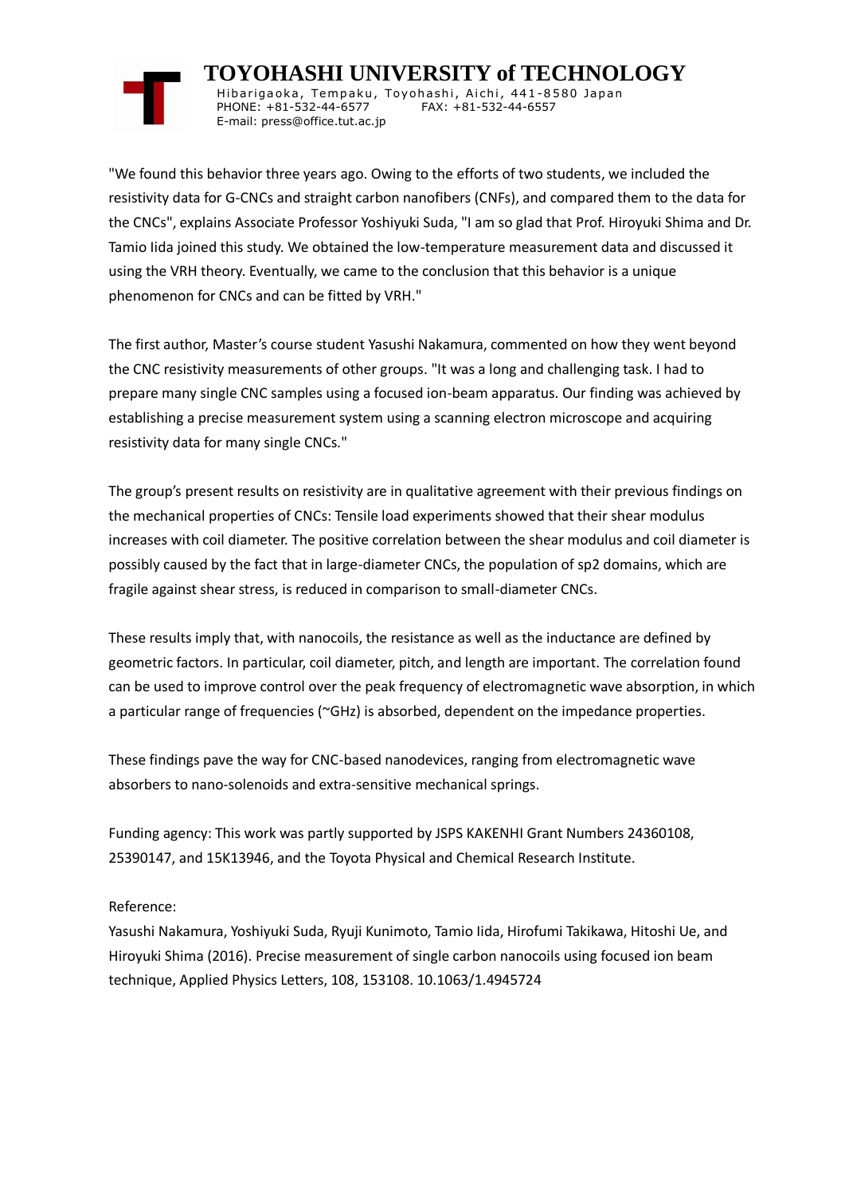"We found this behavior three years ago. Owing to the efforts of two students, we included the resistivity data for G-CNCs and straight carbon nanofibers (CNFs), and compared them to the data for the CNCs", explains Associate Professor Yoshiyuki Suda, "I am so glad that Prof. Hiroyuki Shima and Dr. Tamio Iida joined this study. We obtained the low-temperature measurement data and discussed it using the VRH theory. Eventually, we came to the conclusion that this behavior is a unique phenomenon for CNCs and can be fitted by VRH."

The first author, Master's course student Yasushi Nakamura, commented on how they went beyond the CNC resistivity measurements of other groups. "It was a long and challenging task. I had to prepare many single CNC samples using a focused ion-beam apparatus. Our finding was achieved by establishing a precise measurement system using a scanning electron microscope and acquiring resistivity data for many single CNCs."

The group's present results on resistivity are in qualitative agreement with their previous findings on the mechanical properties of CNCs: Tensile load experiments showed that their shear modulus increases with coil diameter. The positive correlation between the shear modulus and coil diameter is possibly caused by the fact that in large-diameter CNCs, the population of sp2 domains, which are fragile against shear stress, is reduced in comparison to small-diameter CNCs.

These results imply that, with nanocoils, the resistance as well as the inductance are defined by geometric factors. In particular, coil diameter, pitch, and length are important. The correlation found can be used to improve control over the peak frequency of electromagnetic wave absorption, in which a particular range of frequencies (~GHz) is absorbed, dependent on the impedance properties.

These findings pave the way for CNC-based nanodevices, ranging from electromagnetic wave absorbers to nano-solenoids and extra-sensitive mechanical springs.

Funding agency: This work was partly supported by JSPS KAKENHI Grant Numbers 24360108, 25390147, and 15K13946, and the Toyota Physical and Chemical Research Institute.

Reference:

Yasushi Nakamura, Yoshiyuki Suda, Ryuji Kunimoto, Tamio Iida, Hirofumi Takikawa, Hitoshi Ue, and Hiroyuki Shima (2016). Precise measurement of single carbon nanocoils using focused ion beam technique, Applied Physics Letters, 108, 153108. 10.1063/1.4945724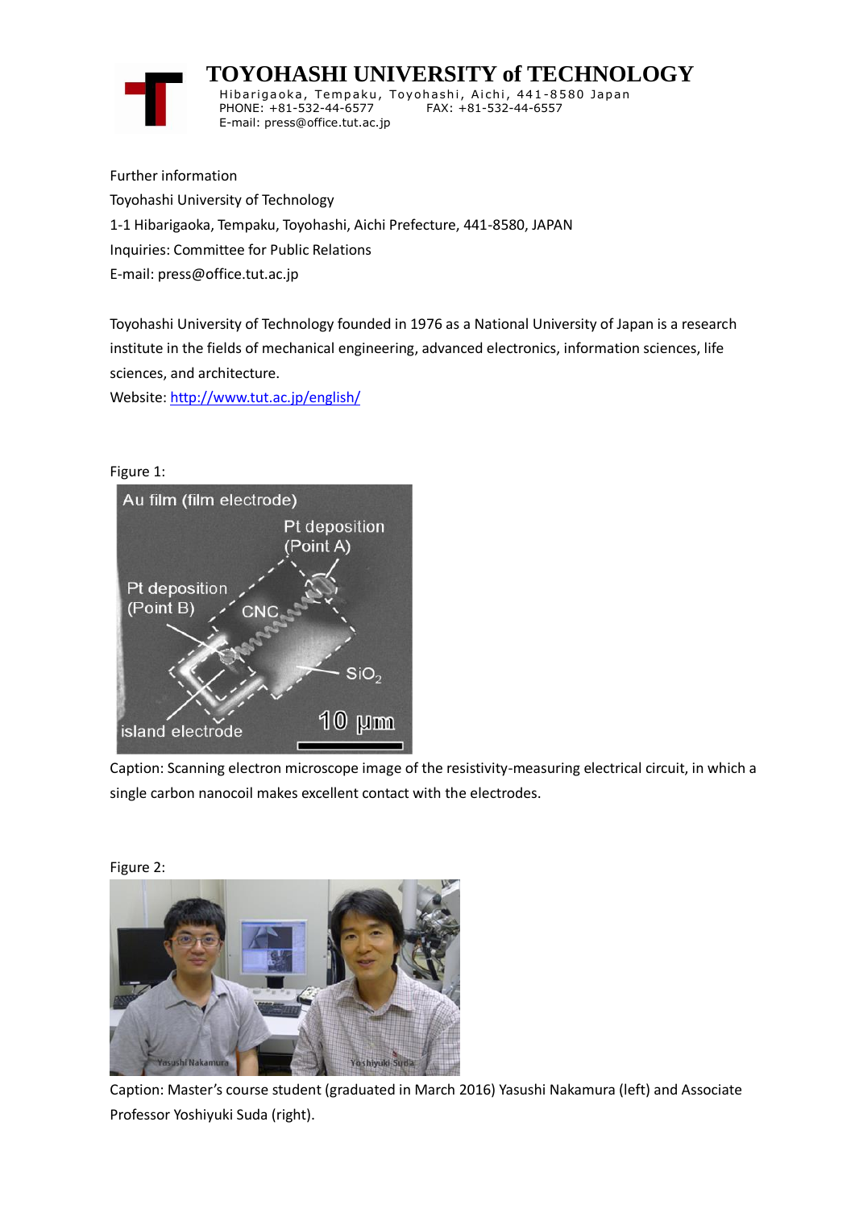Further information

Toyohashi University of Technology

1-1 Hibarigaoka, Tempaku, Toyohashi, Aichi Prefecture, 441-8580, JAPAN

Inquiries: Committee for Public Relations

E-mail: press@office.tut.ac.jp

Toyohashi University of Technology founded in 1976 as a National University of Japan is a research institute in the fields of mechanical engineering, advanced electronics, information sciences, life sciences, and architecture.

Website: http://www.tut.ac.jp/english/

Figure 1:

Caption: Scanning electron microscope image of the resistivity-measuring electrical circuit, in which a single carbon nanocoil makes excellent contact with the electrodes.

Figure 2:

Caption: Master's course student (graduated in March 2016) Yasushi Nakamura (left) and Associate Professor Yoshiyuki Suda (right).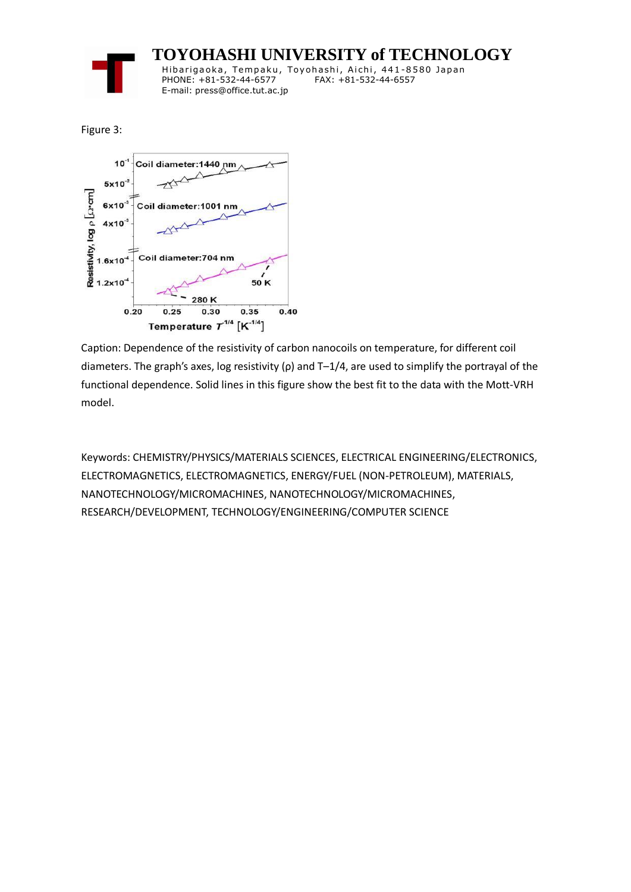Figure 3:

Coil diameter:1440 nm

Coil diameter:1001 nm

Coil diameter:704 nm

Resistivity, log ρ [Ω·cm]

$10^{-1}$

$5\times10^{-2}$

$6\times10^{-3}$

$4\times10^{-3}$

$1.6\times10^{-4}$

$1.2\times10^{-4}$

50 K

280 K

0.20 0.25 0.30 0.35 0.40

Temperature $T^{-1/4}$ [$K^{-1/4}$]

Caption: Dependence of the resistivity of carbon nanocoils on temperature, for different coil diameters. The graph's axes, log resistivity (ρ) and T–1/4, are used to simplify the portrayal of the functional dependence. Solid lines in this figure show the best fit to the data with the Mott-VRH model.

Keywords: CHEMISTRY/PHYSICS/MATERIALS SCIENCES, ELECTRICAL ENGINEERING/ELECTRONICS, ELECTROMAGNETICS, ELECTROMAGNETICS, ENERGY/FUEL (NON-PETROLEUM), MATERIALS, NANOTECHNOLOGY/MICROMACHINES, NANOTECHNOLOGY/MICROMACHINES, RESEARCH/DEVELOPMENT, TECHNOLOGY/ENGINEERING/COMPUTER SCIENCE